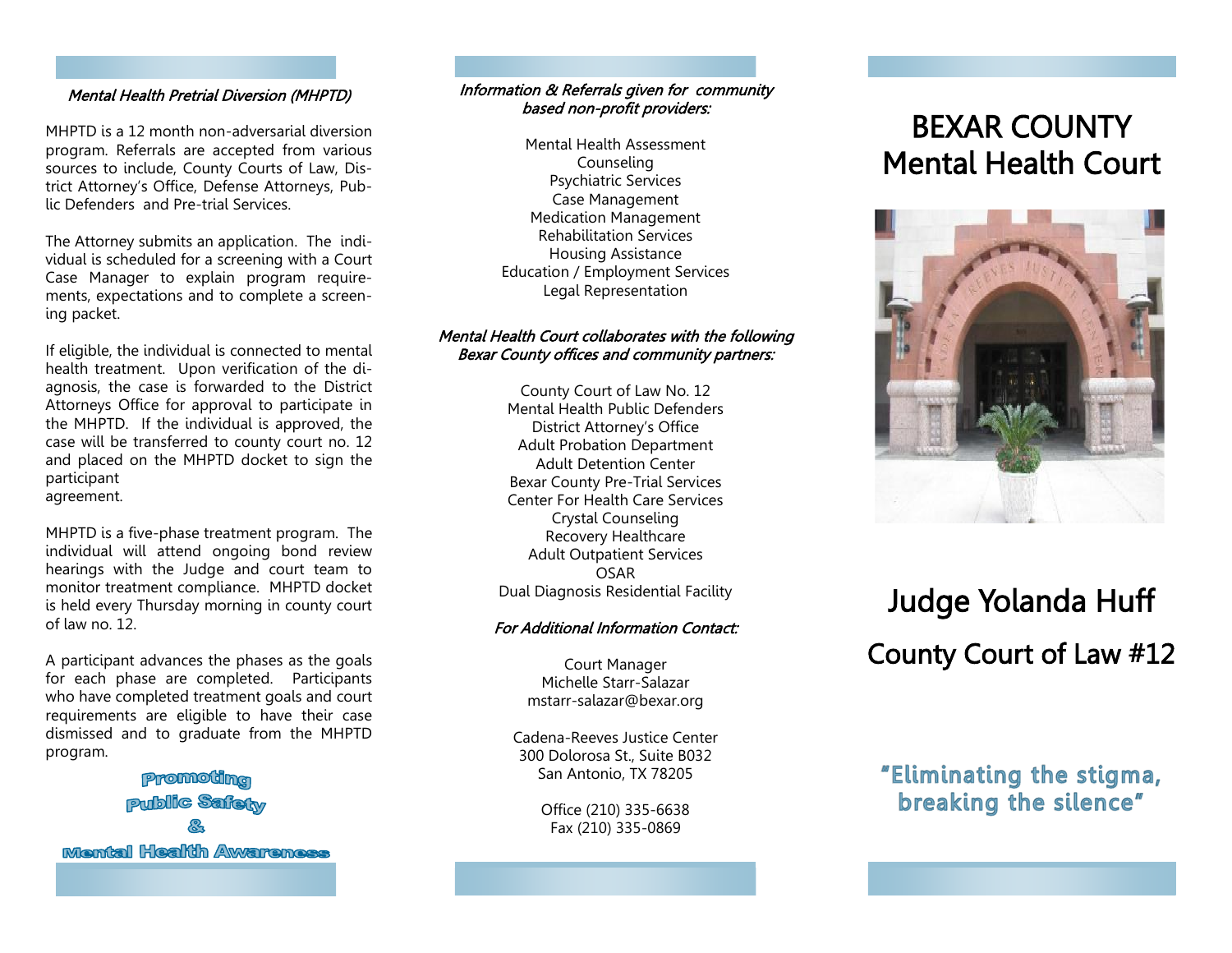### *Mental Health Pretrial Diversion (MHPTD)*

MHPTD is a 12 month non-adversarial diversion program. Referrals are accepted from various sources to include, County Courts of Law, District Attorney's Office, Defense Attorneys, Public Defenders and Pre-trial Services.

The Attorney submits an application. The individual is scheduled for a screening with a Court Case Manager to explain program requirements, expectations and to complete a screening packet.

If eligible, the individual is connected to mental health treatment. Upon verification of the diagnosis, the case is forwarded to the District Attorneys Office for approval to participate in the MHPTD. If the individual is approved, the case will be transferred to county court no. 12 and placed on the MHPTD docket to sign the participant agreement.

MHPTD is a five-phase treatment program. The individual will attend ongoing bond review hearings with the Judge and court team to monitor treatment compliance. MHPTD docket is held every Thursday morning in county court of law no. 12.

A participant advances the phases as the goals for each phase are completed. Participants who have completed treatment goals and court requirements are eligible to have their case dismissed and to graduate from the MHPTD program.

**Promoting Public Safety & Mental Health Awareness**

### *Information & Referrals given for community based non-profit providers:*

Mental Health Assessment
Counseling
Psychiatric Services
Case Management
Medication Management
Rehabilitation Services
Housing Assistance
Education / Employment Services
Legal Representation

### *Mental Health Court collaborates with the following Bexar County offices and community partners:*

County Court of Law No. 12
Mental Health Public Defenders
District Attorney's Office
Adult Probation Department
Adult Detention Center
Bexar County Pre-Trial Services
Center For Health Care Services
Crystal Counseling
Recovery Healthcare
Adult Outpatient Services
OSAR
Dual Diagnosis Residential Facility

### *For Additional Information Contact:*

Court Manager
Michelle Starr-Salazar
mstarr-salazar@bexar.org

Cadena-Reeves Justice Center
300 Dolorosa St., Suite B032
San Antonio, TX 78205

Office (210) 335-6638
Fax (210) 335-0869

# BEXAR COUNTY Mental Health Court

## Judge Yolanda Huff

## County Court of Law #12

**"Eliminating the stigma, breaking the silence"**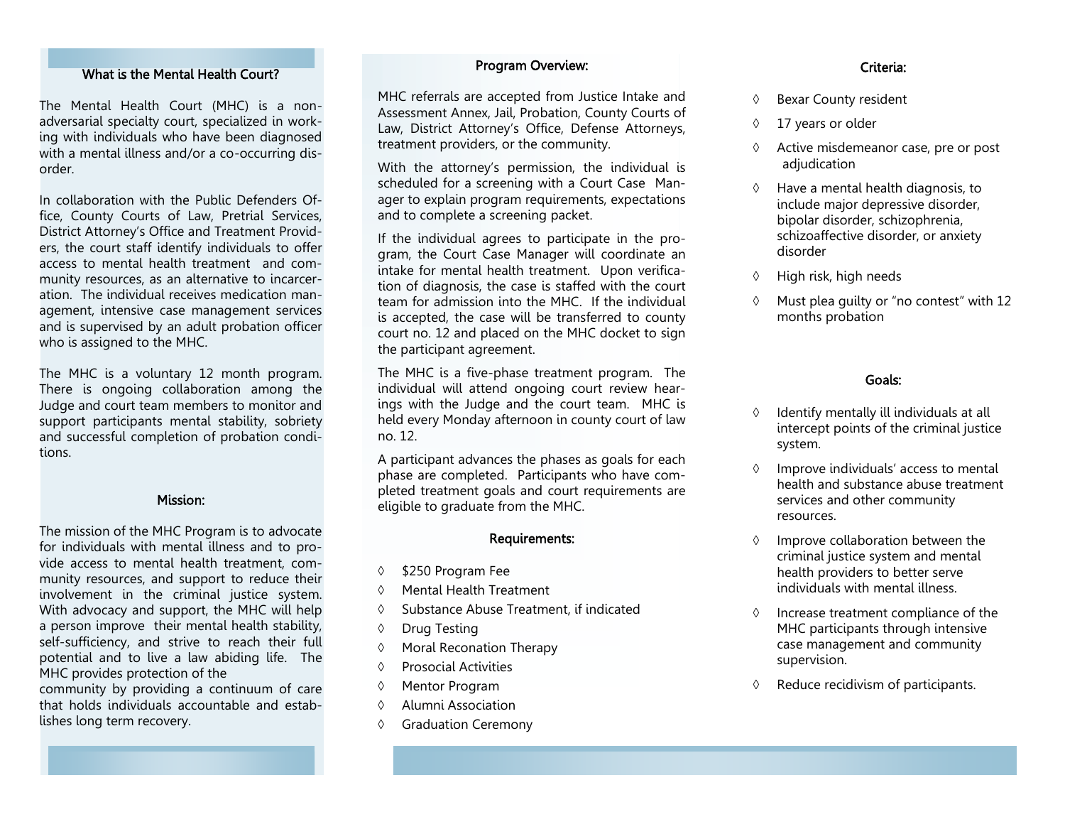## What is the Mental Health Court?

The Mental Health Court (MHC) is a non-adversarial specialty court, specialized in working with individuals who have been diagnosed with a mental illness and/or a co-occurring disorder.

In collaboration with the Public Defenders Office, County Courts of Law, Pretrial Services, District Attorney's Office and Treatment Providers, the court staff identify individuals to offer access to mental health treatment and community resources, as an alternative to incarceration. The individual receives medication management, intensive case management services and is supervised by an adult probation officer who is assigned to the MHC.

The MHC is a voluntary 12 month program. There is ongoing collaboration among the Judge and court team members to monitor and support participants mental stability, sobriety and successful completion of probation conditions.

## Mission:

The mission of the MHC Program is to advocate for individuals with mental illness and to provide access to mental health treatment, community resources, and support to reduce their involvement in the criminal justice system. With advocacy and support, the MHC will help a person improve their mental health stability, self-sufficiency, and strive to reach their full potential and to live a law abiding life. The MHC provides protection of the community by providing a continuum of care that holds individuals accountable and establishes long term recovery.

## Program Overview:

MHC referrals are accepted from Justice Intake and Assessment Annex, Jail, Probation, County Courts of Law, District Attorney's Office, Defense Attorneys, treatment providers, or the community.

With the attorney's permission, the individual is scheduled for a screening with a Court Case Manager to explain program requirements, expectations and to complete a screening packet.

If the individual agrees to participate in the program, the Court Case Manager will coordinate an intake for mental health treatment. Upon verification of diagnosis, the case is staffed with the court team for admission into the MHC. If the individual is accepted, the case will be transferred to county court no. 12 and placed on the MHC docket to sign the participant agreement.

The MHC is a five-phase treatment program. The individual will attend ongoing court review hearings with the Judge and the court team. MHC is held every Monday afternoon in county court of law no. 12.

A participant advances the phases as goals for each phase are completed. Participants who have completed treatment goals and court requirements are eligible to graduate from the MHC.

## Requirements:

- $250 Program Fee
- Mental Health Treatment
- Substance Abuse Treatment, if indicated
- Drug Testing
- Moral Reconation Therapy
- Prosocial Activities
- Mentor Program
- Alumni Association
- Graduation Ceremony

## Criteria:

- Bexar County resident
- 17 years or older
- Active misdemeanor case, pre or post adjudication
- Have a mental health diagnosis, to include major depressive disorder, bipolar disorder, schizophrenia, schizoaffective disorder, or anxiety disorder
- High risk, high needs
- Must plea guilty or "no contest" with 12 months probation

## Goals:

- Identify mentally ill individuals at all intercept points of the criminal justice system.
- Improve individuals' access to mental health and substance abuse treatment services and other community resources.
- Improve collaboration between the criminal justice system and mental health providers to better serve individuals with mental illness.
- Increase treatment compliance of the MHC participants through intensive case management and community supervision.
- Reduce recidivism of participants.